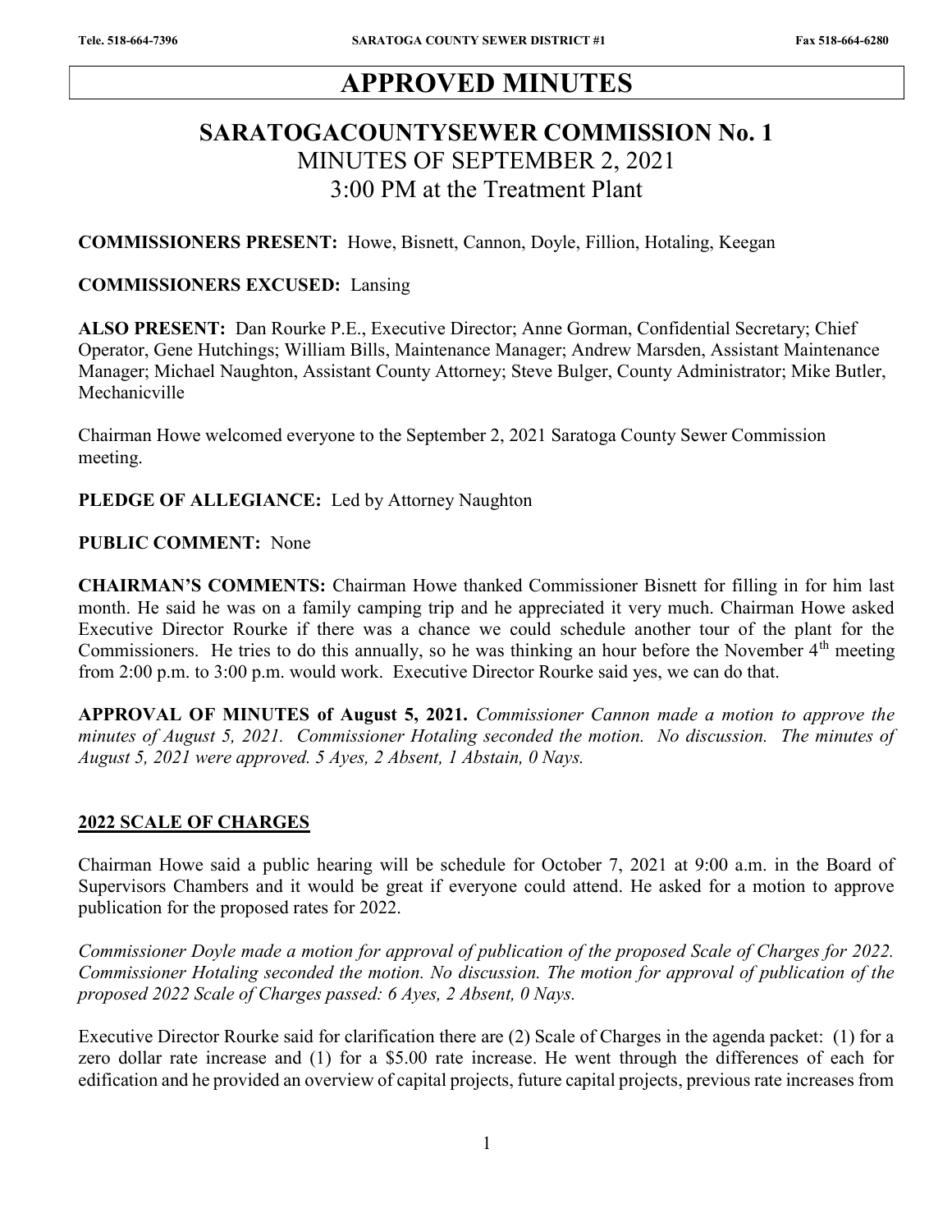# APPROVED MINUTES

## SARATOGACOUNTYSEWER COMMISSION No. 1
MINUTES OF SEPTEMBER 2, 2021
3:00 PM at the Treatment Plant

**COMMISSIONERS PRESENT:** Howe, Bisnett, Cannon, Doyle, Fillion, Hotaling, Keegan

**COMMISSIONERS EXCUSED:** Lansing

**ALSO PRESENT:** Dan Rourke P.E., Executive Director; Anne Gorman, Confidential Secretary; Chief Operator, Gene Hutchings; William Bills, Maintenance Manager; Andrew Marsden, Assistant Maintenance Manager; Michael Naughton, Assistant County Attorney; Steve Bulger, County Administrator; Mike Butler, Mechanicville

Chairman Howe welcomed everyone to the September 2, 2021 Saratoga County Sewer Commission meeting.

**PLEDGE OF ALLEGIANCE:** Led by Attorney Naughton

**PUBLIC COMMENT:** None

**CHAIRMAN'S COMMENTS:** Chairman Howe thanked Commissioner Bisnett for filling in for him last month. He said he was on a family camping trip and he appreciated it very much. Chairman Howe asked Executive Director Rourke if there was a chance we could schedule another tour of the plant for the Commissioners. He tries to do this annually, so he was thinking an hour before the November 4th meeting from 2:00 p.m. to 3:00 p.m. would work. Executive Director Rourke said yes, we can do that.

**APPROVAL OF MINUTES of August 5, 2021.** *Commissioner Cannon made a motion to approve the minutes of August 5, 2021. Commissioner Hotaling seconded the motion. No discussion. The minutes of August 5, 2021 were approved. 5 Ayes, 2 Absent, 1 Abstain, 0 Nays.*

**2022 SCALE OF CHARGES**

Chairman Howe said a public hearing will be schedule for October 7, 2021 at 9:00 a.m. in the Board of Supervisors Chambers and it would be great if everyone could attend. He asked for a motion to approve publication for the proposed rates for 2022.

*Commissioner Doyle made a motion for approval of publication of the proposed Scale of Charges for 2022. Commissioner Hotaling seconded the motion. No discussion. The motion for approval of publication of the proposed 2022 Scale of Charges passed: 6 Ayes, 2 Absent, 0 Nays.*

Executive Director Rourke said for clarification there are (2) Scale of Charges in the agenda packet: (1) for a zero dollar rate increase and (1) for a $5.00 rate increase. He went through the differences of each for edification and he provided an overview of capital projects, future capital projects, previous rate increases from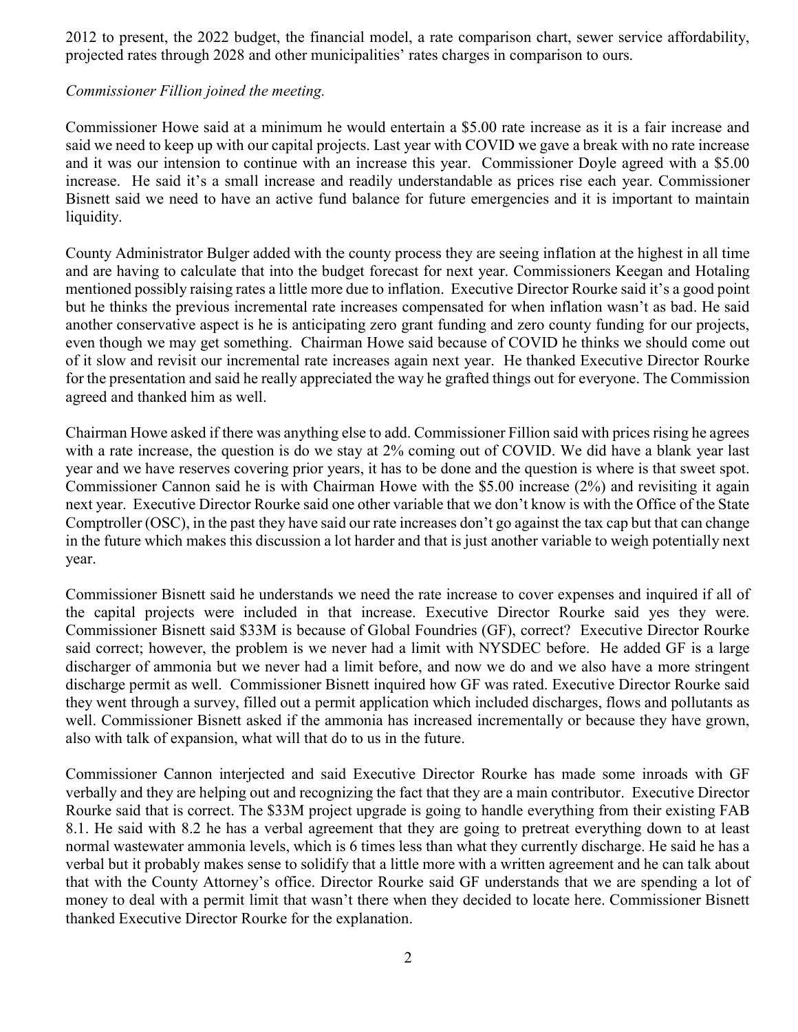2012 to present, the 2022 budget, the financial model, a rate comparison chart, sewer service affordability, projected rates through 2028 and other municipalities' rates charges in comparison to ours.

*Commissioner Fillion joined the meeting.*

Commissioner Howe said at a minimum he would entertain a $5.00 rate increase as it is a fair increase and said we need to keep up with our capital projects. Last year with COVID we gave a break with no rate increase and it was our intension to continue with an increase this year. Commissioner Doyle agreed with a $5.00 increase. He said it's a small increase and readily understandable as prices rise each year. Commissioner Bisnett said we need to have an active fund balance for future emergencies and it is important to maintain liquidity.

County Administrator Bulger added with the county process they are seeing inflation at the highest in all time and are having to calculate that into the budget forecast for next year. Commissioners Keegan and Hotaling mentioned possibly raising rates a little more due to inflation. Executive Director Rourke said it's a good point but he thinks the previous incremental rate increases compensated for when inflation wasn't as bad. He said another conservative aspect is he is anticipating zero grant funding and zero county funding for our projects, even though we may get something. Chairman Howe said because of COVID he thinks we should come out of it slow and revisit our incremental rate increases again next year. He thanked Executive Director Rourke for the presentation and said he really appreciated the way he grafted things out for everyone. The Commission agreed and thanked him as well.

Chairman Howe asked if there was anything else to add. Commissioner Fillion said with prices rising he agrees with a rate increase, the question is do we stay at 2% coming out of COVID. We did have a blank year last year and we have reserves covering prior years, it has to be done and the question is where is that sweet spot. Commissioner Cannon said he is with Chairman Howe with the $5.00 increase (2%) and revisiting it again next year. Executive Director Rourke said one other variable that we don't know is with the Office of the State Comptroller (OSC), in the past they have said our rate increases don't go against the tax cap but that can change in the future which makes this discussion a lot harder and that is just another variable to weigh potentially next year.

Commissioner Bisnett said he understands we need the rate increase to cover expenses and inquired if all of the capital projects were included in that increase. Executive Director Rourke said yes they were. Commissioner Bisnett said $33M is because of Global Foundries (GF), correct? Executive Director Rourke said correct; however, the problem is we never had a limit with NYSDEC before. He added GF is a large discharger of ammonia but we never had a limit before, and now we do and we also have a more stringent discharge permit as well. Commissioner Bisnett inquired how GF was rated. Executive Director Rourke said they went through a survey, filled out a permit application which included discharges, flows and pollutants as well. Commissioner Bisnett asked if the ammonia has increased incrementally or because they have grown, also with talk of expansion, what will that do to us in the future.

Commissioner Cannon interjected and said Executive Director Rourke has made some inroads with GF verbally and they are helping out and recognizing the fact that they are a main contributor. Executive Director Rourke said that is correct. The $33M project upgrade is going to handle everything from their existing FAB 8.1. He said with 8.2 he has a verbal agreement that they are going to pretreat everything down to at least normal wastewater ammonia levels, which is 6 times less than what they currently discharge. He said he has a verbal but it probably makes sense to solidify that a little more with a written agreement and he can talk about that with the County Attorney's office. Director Rourke said GF understands that we are spending a lot of money to deal with a permit limit that wasn't there when they decided to locate here. Commissioner Bisnett thanked Executive Director Rourke for the explanation.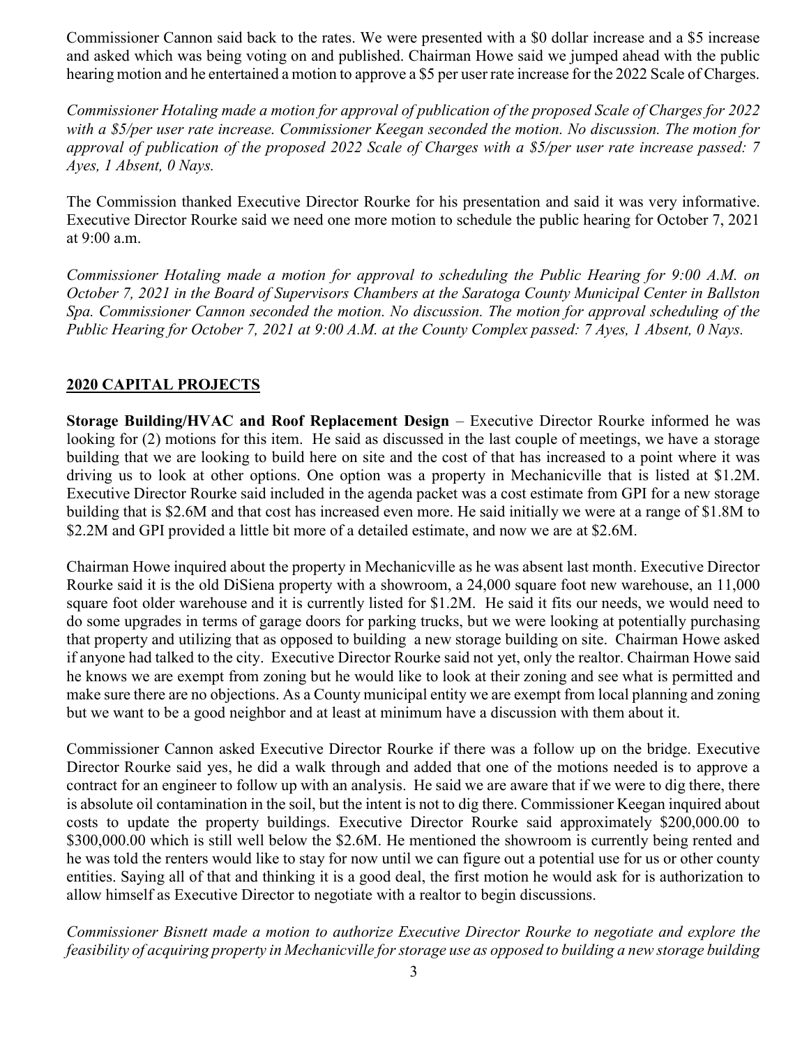Commissioner Cannon said back to the rates. We were presented with a $0 dollar increase and a $5 increase and asked which was being voting on and published. Chairman Howe said we jumped ahead with the public hearing motion and he entertained a motion to approve a $5 per user rate increase for the 2022 Scale of Charges.

*Commissioner Hotaling made a motion for approval of publication of the proposed Scale of Charges for 2022 with a $5/per user rate increase. Commissioner Keegan seconded the motion. No discussion. The motion for approval of publication of the proposed 2022 Scale of Charges with a $5/per user rate increase passed: 7 Ayes, 1 Absent, 0 Nays.*

The Commission thanked Executive Director Rourke for his presentation and said it was very informative. Executive Director Rourke said we need one more motion to schedule the public hearing for October 7, 2021 at 9:00 a.m.

*Commissioner Hotaling made a motion for approval to scheduling the Public Hearing for 9:00 A.M. on October 7, 2021 in the Board of Supervisors Chambers at the Saratoga County Municipal Center in Ballston Spa. Commissioner Cannon seconded the motion. No discussion. The motion for approval scheduling of the Public Hearing for October 7, 2021 at 9:00 A.M. at the County Complex passed: 7 Ayes, 1 Absent, 0 Nays.*

## 2020 CAPITAL PROJECTS

**Storage Building/HVAC and Roof Replacement Design** – Executive Director Rourke informed he was looking for (2) motions for this item. He said as discussed in the last couple of meetings, we have a storage building that we are looking to build here on site and the cost of that has increased to a point where it was driving us to look at other options. One option was a property in Mechanicville that is listed at $1.2M. Executive Director Rourke said included in the agenda packet was a cost estimate from GPI for a new storage building that is $2.6M and that cost has increased even more. He said initially we were at a range of $1.8M to $2.2M and GPI provided a little bit more of a detailed estimate, and now we are at $2.6M.

Chairman Howe inquired about the property in Mechanicville as he was absent last month. Executive Director Rourke said it is the old DiSiena property with a showroom, a 24,000 square foot new warehouse, an 11,000 square foot older warehouse and it is currently listed for $1.2M. He said it fits our needs, we would need to do some upgrades in terms of garage doors for parking trucks, but we were looking at potentially purchasing that property and utilizing that as opposed to building a new storage building on site. Chairman Howe asked if anyone had talked to the city. Executive Director Rourke said not yet, only the realtor. Chairman Howe said he knows we are exempt from zoning but he would like to look at their zoning and see what is permitted and make sure there are no objections. As a County municipal entity we are exempt from local planning and zoning but we want to be a good neighbor and at least at minimum have a discussion with them about it.

Commissioner Cannon asked Executive Director Rourke if there was a follow up on the bridge. Executive Director Rourke said yes, he did a walk through and added that one of the motions needed is to approve a contract for an engineer to follow up with an analysis. He said we are aware that if we were to dig there, there is absolute oil contamination in the soil, but the intent is not to dig there. Commissioner Keegan inquired about costs to update the property buildings. Executive Director Rourke said approximately $200,000.00 to $300,000.00 which is still well below the $2.6M. He mentioned the showroom is currently being rented and he was told the renters would like to stay for now until we can figure out a potential use for us or other county entities. Saying all of that and thinking it is a good deal, the first motion he would ask for is authorization to allow himself as Executive Director to negotiate with a realtor to begin discussions.

*Commissioner Bisnett made a motion to authorize Executive Director Rourke to negotiate and explore the feasibility of acquiring property in Mechanicville for storage use as opposed to building a new storage building*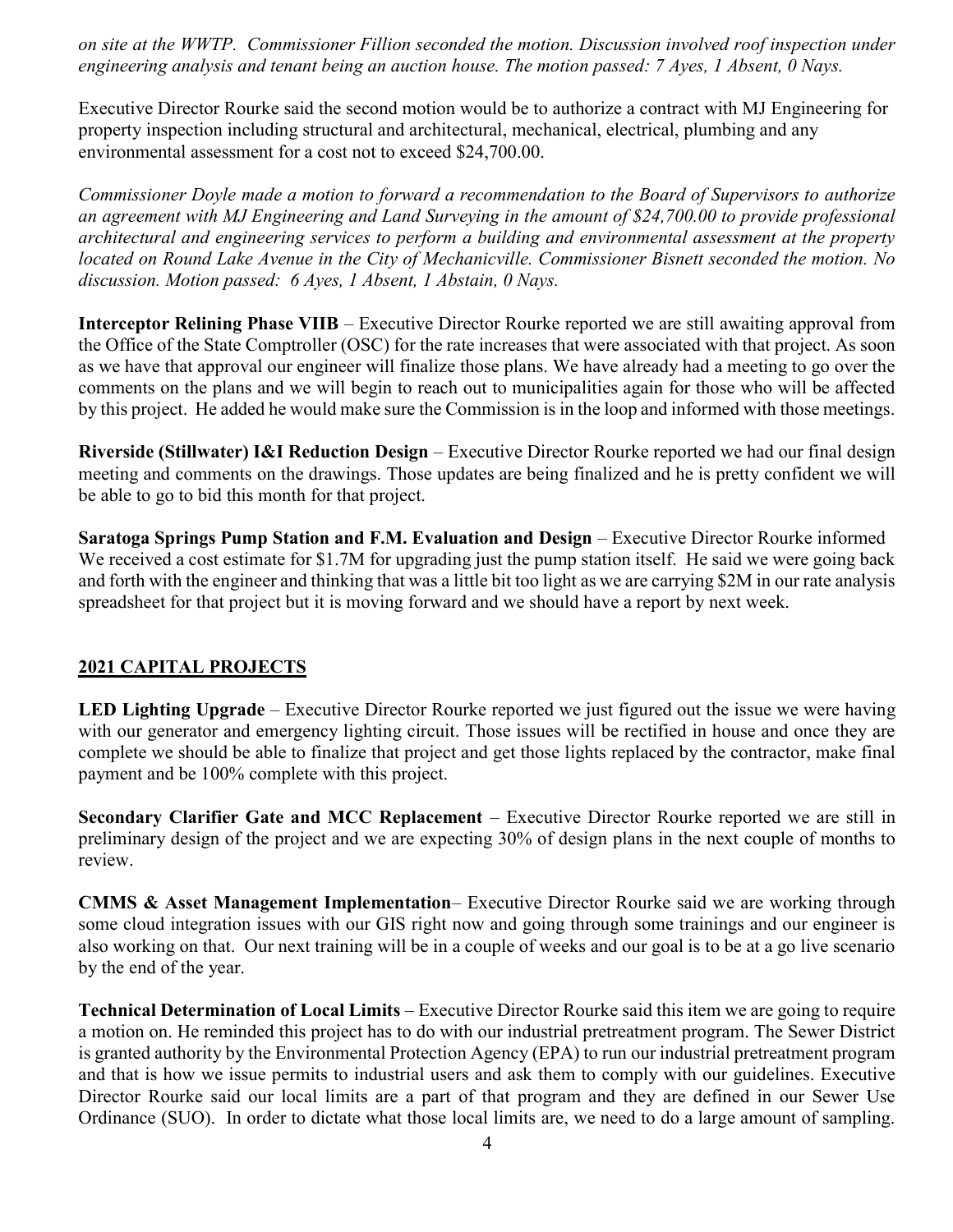*on site at the WWTP. Commissioner Fillion seconded the motion. Discussion involved roof inspection under engineering analysis and tenant being an auction house. The motion passed: 7 Ayes, 1 Absent, 0 Nays.*

Executive Director Rourke said the second motion would be to authorize a contract with MJ Engineering for property inspection including structural and architectural, mechanical, electrical, plumbing and any environmental assessment for a cost not to exceed $24,700.00.

*Commissioner Doyle made a motion to forward a recommendation to the Board of Supervisors to authorize an agreement with MJ Engineering and Land Surveying in the amount of $24,700.00 to provide professional architectural and engineering services to perform a building and environmental assessment at the property located on Round Lake Avenue in the City of Mechanicville. Commissioner Bisnett seconded the motion. No discussion. Motion passed: 6 Ayes, 1 Absent, 1 Abstain, 0 Nays.*

**Interceptor Relining Phase VIIB** – Executive Director Rourke reported we are still awaiting approval from the Office of the State Comptroller (OSC) for the rate increases that were associated with that project. As soon as we have that approval our engineer will finalize those plans. We have already had a meeting to go over the comments on the plans and we will begin to reach out to municipalities again for those who will be affected by this project. He added he would make sure the Commission is in the loop and informed with those meetings.

**Riverside (Stillwater) I&I Reduction Design** – Executive Director Rourke reported we had our final design meeting and comments on the drawings. Those updates are being finalized and he is pretty confident we will be able to go to bid this month for that project.

**Saratoga Springs Pump Station and F.M. Evaluation and Design** – Executive Director Rourke informed We received a cost estimate for $1.7M for upgrading just the pump station itself. He said we were going back and forth with the engineer and thinking that was a little bit too light as we are carrying $2M in our rate analysis spreadsheet for that project but it is moving forward and we should have a report by next week.

## 2021 CAPITAL PROJECTS

**LED Lighting Upgrade** – Executive Director Rourke reported we just figured out the issue we were having with our generator and emergency lighting circuit. Those issues will be rectified in house and once they are complete we should be able to finalize that project and get those lights replaced by the contractor, make final payment and be 100% complete with this project.

**Secondary Clarifier Gate and MCC Replacement** – Executive Director Rourke reported we are still in preliminary design of the project and we are expecting 30% of design plans in the next couple of months to review.

**CMMS & Asset Management Implementation**– Executive Director Rourke said we are working through some cloud integration issues with our GIS right now and going through some trainings and our engineer is also working on that. Our next training will be in a couple of weeks and our goal is to be at a go live scenario by the end of the year.

**Technical Determination of Local Limits** – Executive Director Rourke said this item we are going to require a motion on. He reminded this project has to do with our industrial pretreatment program. The Sewer District is granted authority by the Environmental Protection Agency (EPA) to run our industrial pretreatment program and that is how we issue permits to industrial users and ask them to comply with our guidelines. Executive Director Rourke said our local limits are a part of that program and they are defined in our Sewer Use Ordinance (SUO). In order to dictate what those local limits are, we need to do a large amount of sampling.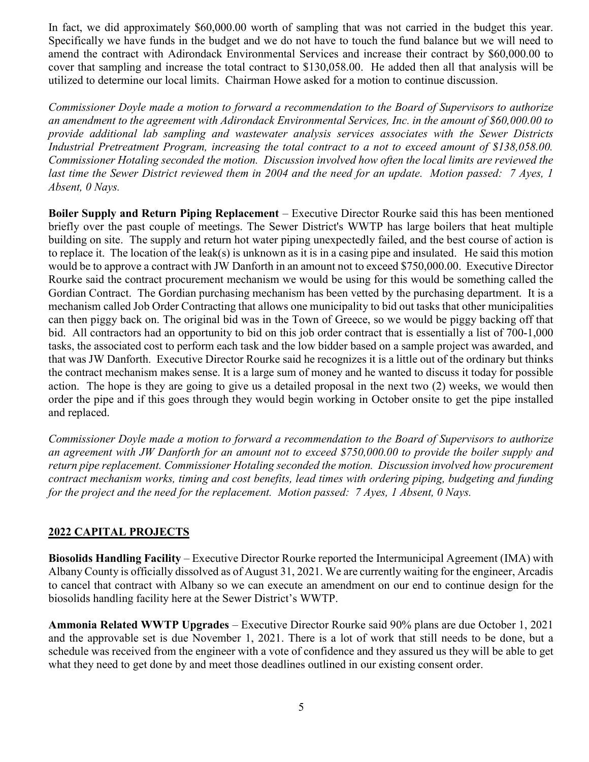In fact, we did approximately \$60,000.00 worth of sampling that was not carried in the budget this year. Specifically we have funds in the budget and we do not have to touch the fund balance but we will need to amend the contract with Adirondack Environmental Services and increase their contract by \$60,000.00 to cover that sampling and increase the total contract to \$130,058.00. He added then all that analysis will be utilized to determine our local limits. Chairman Howe asked for a motion to continue discussion.

*Commissioner Doyle made a motion to forward a recommendation to the Board of Supervisors to authorize an amendment to the agreement with Adirondack Environmental Services, Inc. in the amount of \$60,000.00 to provide additional lab sampling and wastewater analysis services associates with the Sewer Districts Industrial Pretreatment Program, increasing the total contract to a not to exceed amount of \$138,058.00. Commissioner Hotaling seconded the motion. Discussion involved how often the local limits are reviewed the last time the Sewer District reviewed them in 2004 and the need for an update. Motion passed: 7 Ayes, 1 Absent, 0 Nays.*

**Boiler Supply and Return Piping Replacement** – Executive Director Rourke said this has been mentioned briefly over the past couple of meetings. The Sewer District's WWTP has large boilers that heat multiple building on site. The supply and return hot water piping unexpectedly failed, and the best course of action is to replace it. The location of the leak(s) is unknown as it is in a casing pipe and insulated. He said this motion would be to approve a contract with JW Danforth in an amount not to exceed \$750,000.00. Executive Director Rourke said the contract procurement mechanism we would be using for this would be something called the Gordian Contract. The Gordian purchasing mechanism has been vetted by the purchasing department. It is a mechanism called Job Order Contracting that allows one municipality to bid out tasks that other municipalities can then piggy back on. The original bid was in the Town of Greece, so we would be piggy backing off that bid. All contractors had an opportunity to bid on this job order contract that is essentially a list of 700-1,000 tasks, the associated cost to perform each task and the low bidder based on a sample project was awarded, and that was JW Danforth. Executive Director Rourke said he recognizes it is a little out of the ordinary but thinks the contract mechanism makes sense. It is a large sum of money and he wanted to discuss it today for possible action. The hope is they are going to give us a detailed proposal in the next two (2) weeks, we would then order the pipe and if this goes through they would begin working in October onsite to get the pipe installed and replaced.

*Commissioner Doyle made a motion to forward a recommendation to the Board of Supervisors to authorize an agreement with JW Danforth for an amount not to exceed \$750,000.00 to provide the boiler supply and return pipe replacement. Commissioner Hotaling seconded the motion. Discussion involved how procurement contract mechanism works, timing and cost benefits, lead times with ordering piping, budgeting and funding for the project and the need for the replacement. Motion passed: 7 Ayes, 1 Absent, 0 Nays.*

## 2022 CAPITAL PROJECTS

**Biosolids Handling Facility** – Executive Director Rourke reported the Intermunicipal Agreement (IMA) with Albany County is officially dissolved as of August 31, 2021. We are currently waiting for the engineer, Arcadis to cancel that contract with Albany so we can execute an amendment on our end to continue design for the biosolids handling facility here at the Sewer District's WWTP.

**Ammonia Related WWTP Upgrades** – Executive Director Rourke said 90% plans are due October 1, 2021 and the approvable set is due November 1, 2021. There is a lot of work that still needs to be done, but a schedule was received from the engineer with a vote of confidence and they assured us they will be able to get what they need to get done by and meet those deadlines outlined in our existing consent order.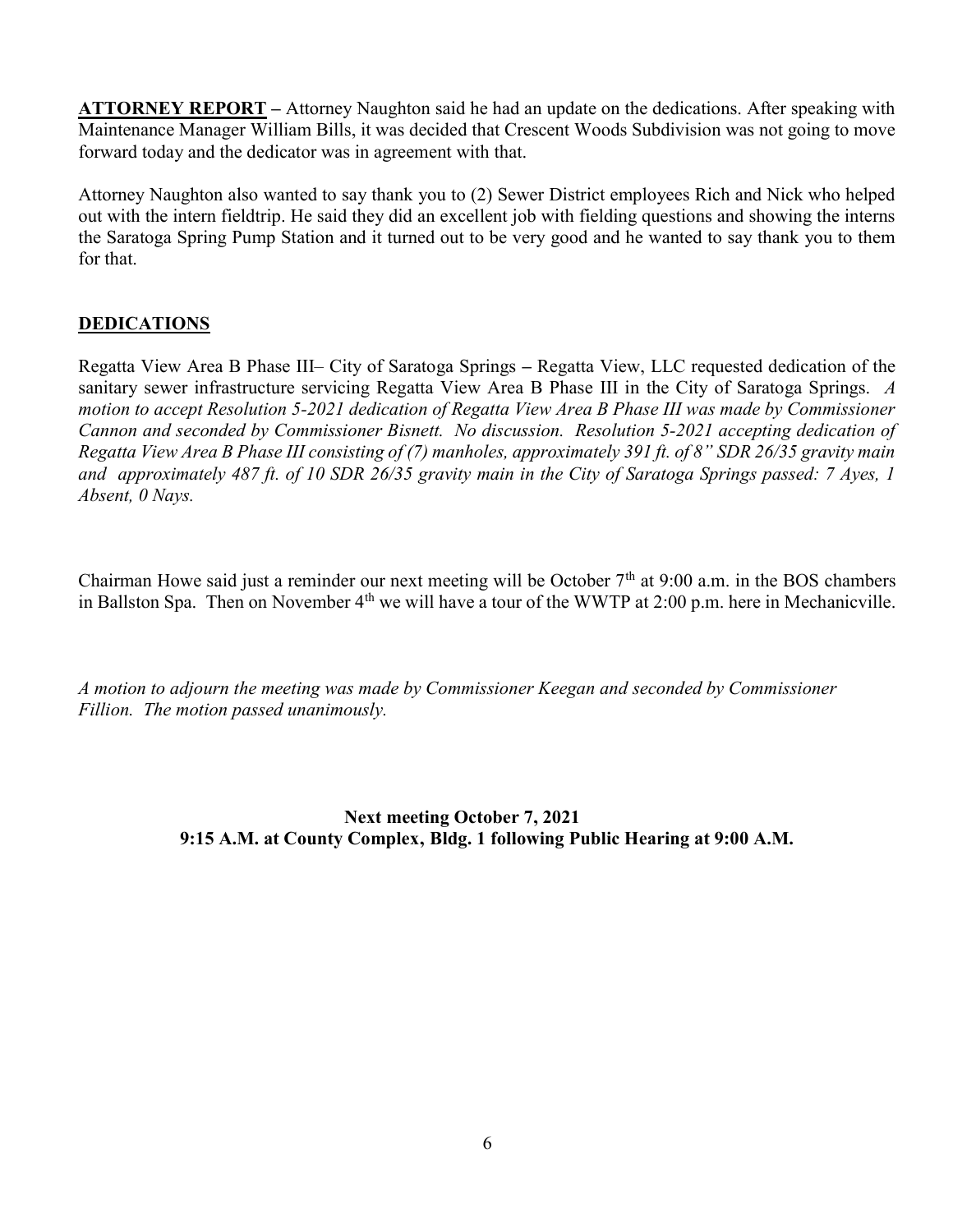**ATTORNEY REPORT** – Attorney Naughton said he had an update on the dedications. After speaking with Maintenance Manager William Bills, it was decided that Crescent Woods Subdivision was not going to move forward today and the dedicator was in agreement with that.

Attorney Naughton also wanted to say thank you to (2) Sewer District employees Rich and Nick who helped out with the intern fieldtrip. He said they did an excellent job with fielding questions and showing the interns the Saratoga Spring Pump Station and it turned out to be very good and he wanted to say thank you to them for that.

**DEDICATIONS**

Regatta View Area B Phase III– City of Saratoga Springs – Regatta View, LLC requested dedication of the sanitary sewer infrastructure servicing Regatta View Area B Phase III in the City of Saratoga Springs. *A motion to accept Resolution 5-2021 dedication of Regatta View Area B Phase III was made by Commissioner Cannon and seconded by Commissioner Bisnett. No discussion. Resolution 5-2021 accepting dedication of Regatta View Area B Phase III consisting of (7) manholes, approximately 391 ft. of 8" SDR 26/35 gravity main and approximately 487 ft. of 10 SDR 26/35 gravity main in the City of Saratoga Springs passed: 7 Ayes, 1 Absent, 0 Nays.*

Chairman Howe said just a reminder our next meeting will be October 7th at 9:00 a.m. in the BOS chambers in Ballston Spa. Then on November 4th we will have a tour of the WWTP at 2:00 p.m. here in Mechanicville.

*A motion to adjourn the meeting was made by Commissioner Keegan and seconded by Commissioner Fillion. The motion passed unanimously.*

**Next meeting October 7, 2021**
**9:15 A.M. at County Complex, Bldg. 1 following Public Hearing at 9:00 A.M.**